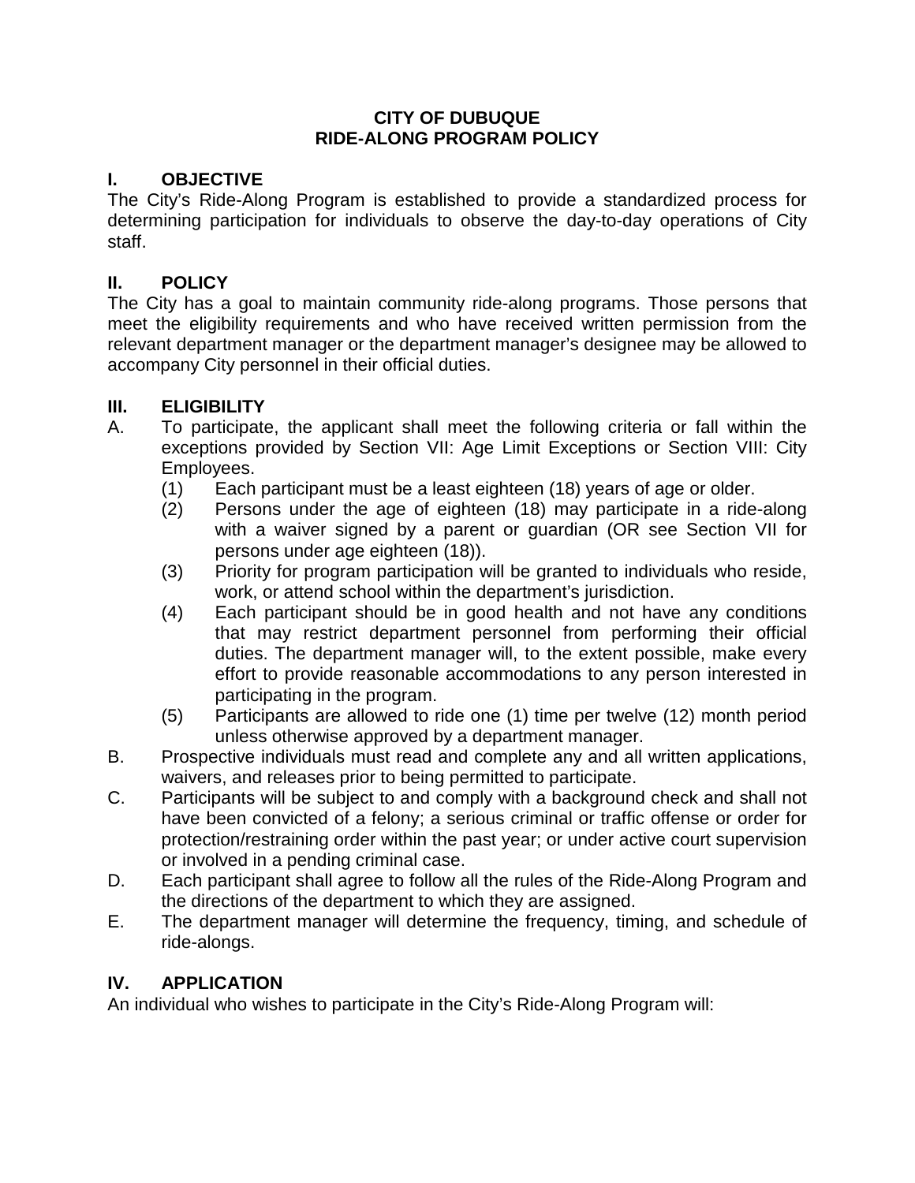# CITY OF DUBUQUE
# RIDE-ALONG PROGRAM POLICY

## I. OBJECTIVE

The City's Ride-Along Program is established to provide a standardized process for determining participation for individuals to observe the day-to-day operations of City staff.

## II. POLICY

The City has a goal to maintain community ride-along programs. Those persons that meet the eligibility requirements and who have received written permission from the relevant department manager or the department manager's designee may be allowed to accompany City personnel in their official duties.

## III. ELIGIBILITY

A. To participate, the applicant shall meet the following criteria or fall within the exceptions provided by Section VII: Age Limit Exceptions or Section VIII: City Employees.

   (1) Each participant must be a least eighteen (18) years of age or older.

   (2) Persons under the age of eighteen (18) may participate in a ride-along with a waiver signed by a parent or guardian (OR see Section VII for persons under age eighteen (18)).

   (3) Priority for program participation will be granted to individuals who reside, work, or attend school within the department's jurisdiction.

   (4) Each participant should be in good health and not have any conditions that may restrict department personnel from performing their official duties. The department manager will, to the extent possible, make every effort to provide reasonable accommodations to any person interested in participating in the program.

   (5) Participants are allowed to ride one (1) time per twelve (12) month period unless otherwise approved by a department manager.

B. Prospective individuals must read and complete any and all written applications, waivers, and releases prior to being permitted to participate.

C. Participants will be subject to and comply with a background check and shall not have been convicted of a felony; a serious criminal or traffic offense or order for protection/restraining order within the past year; or under active court supervision or involved in a pending criminal case.

D. Each participant shall agree to follow all the rules of the Ride-Along Program and the directions of the department to which they are assigned.

E. The department manager will determine the frequency, timing, and schedule of ride-alongs.

## IV. APPLICATION

An individual who wishes to participate in the City's Ride-Along Program will: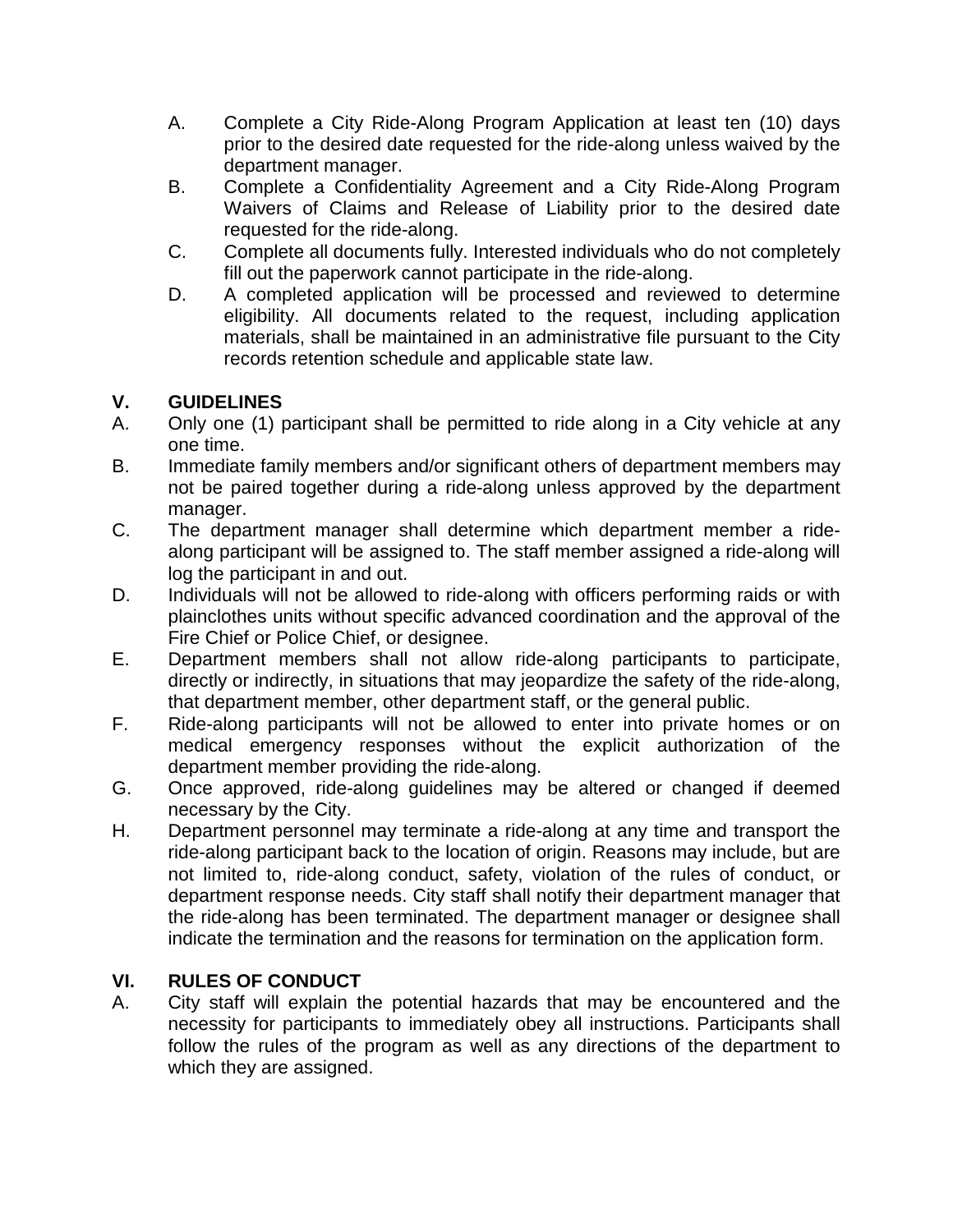A. Complete a City Ride-Along Program Application at least ten (10) days prior to the desired date requested for the ride-along unless waived by the department manager.
B. Complete a Confidentiality Agreement and a City Ride-Along Program Waivers of Claims and Release of Liability prior to the desired date requested for the ride-along.
C. Complete all documents fully. Interested individuals who do not completely fill out the paperwork cannot participate in the ride-along.
D. A completed application will be processed and reviewed to determine eligibility. All documents related to the request, including application materials, shall be maintained in an administrative file pursuant to the City records retention schedule and applicable state law.

## V. GUIDELINES

A. Only one (1) participant shall be permitted to ride along in a City vehicle at any one time.
B. Immediate family members and/or significant others of department members may not be paired together during a ride-along unless approved by the department manager.
C. The department manager shall determine which department member a ride-along participant will be assigned to. The staff member assigned a ride-along will log the participant in and out.
D. Individuals will not be allowed to ride-along with officers performing raids or with plainclothes units without specific advanced coordination and the approval of the Fire Chief or Police Chief, or designee.
E. Department members shall not allow ride-along participants to participate, directly or indirectly, in situations that may jeopardize the safety of the ride-along, that department member, other department staff, or the general public.
F. Ride-along participants will not be allowed to enter into private homes or on medical emergency responses without the explicit authorization of the department member providing the ride-along.
G. Once approved, ride-along guidelines may be altered or changed if deemed necessary by the City.
H. Department personnel may terminate a ride-along at any time and transport the ride-along participant back to the location of origin. Reasons may include, but are not limited to, ride-along conduct, safety, violation of the rules of conduct, or department response needs. City staff shall notify their department manager that the ride-along has been terminated. The department manager or designee shall indicate the termination and the reasons for termination on the application form.

## VI. RULES OF CONDUCT

A. City staff will explain the potential hazards that may be encountered and the necessity for participants to immediately obey all instructions. Participants shall follow the rules of the program as well as any directions of the department to which they are assigned.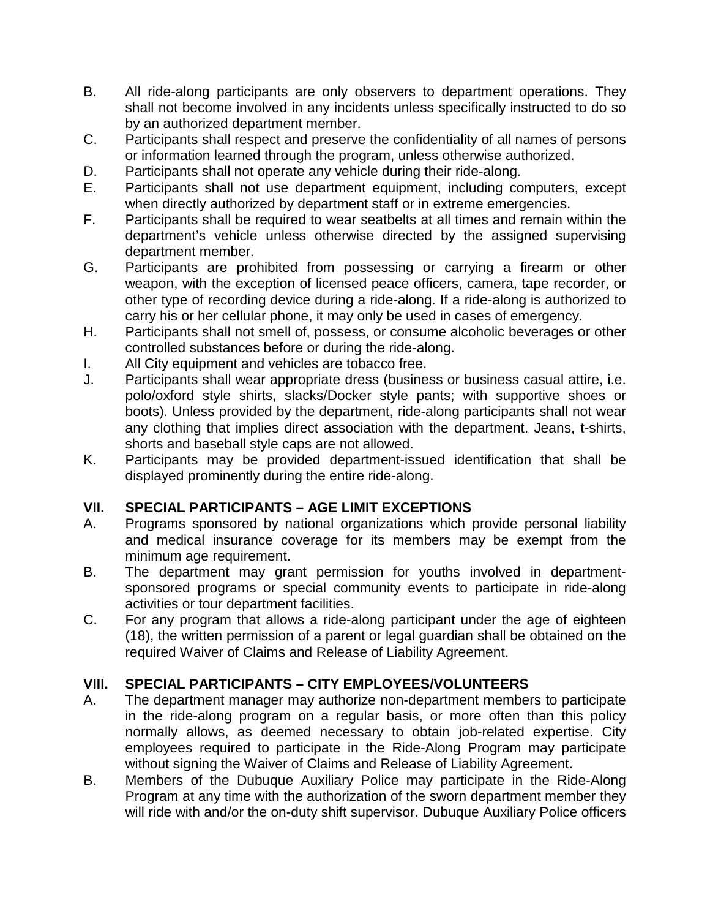B. All ride-along participants are only observers to department operations. They shall not become involved in any incidents unless specifically instructed to do so by an authorized department member.

C. Participants shall respect and preserve the confidentiality of all names of persons or information learned through the program, unless otherwise authorized.

D. Participants shall not operate any vehicle during their ride-along.

E. Participants shall not use department equipment, including computers, except when directly authorized by department staff or in extreme emergencies.

F. Participants shall be required to wear seatbelts at all times and remain within the department's vehicle unless otherwise directed by the assigned supervising department member.

G. Participants are prohibited from possessing or carrying a firearm or other weapon, with the exception of licensed peace officers, camera, tape recorder, or other type of recording device during a ride-along. If a ride-along is authorized to carry his or her cellular phone, it may only be used in cases of emergency.

H. Participants shall not smell of, possess, or consume alcoholic beverages or other controlled substances before or during the ride-along.

I. All City equipment and vehicles are tobacco free.

J. Participants shall wear appropriate dress (business or business casual attire, i.e. polo/oxford style shirts, slacks/Docker style pants; with supportive shoes or boots). Unless provided by the department, ride-along participants shall not wear any clothing that implies direct association with the department. Jeans, t-shirts, shorts and baseball style caps are not allowed.

K. Participants may be provided department-issued identification that shall be displayed prominently during the entire ride-along.

## VII. SPECIAL PARTICIPANTS – AGE LIMIT EXCEPTIONS

A. Programs sponsored by national organizations which provide personal liability and medical insurance coverage for its members may be exempt from the minimum age requirement.

B. The department may grant permission for youths involved in department-sponsored programs or special community events to participate in ride-along activities or tour department facilities.

C. For any program that allows a ride-along participant under the age of eighteen (18), the written permission of a parent or legal guardian shall be obtained on the required Waiver of Claims and Release of Liability Agreement.

## VIII. SPECIAL PARTICIPANTS – CITY EMPLOYEES/VOLUNTEERS

A. The department manager may authorize non-department members to participate in the ride-along program on a regular basis, or more often than this policy normally allows, as deemed necessary to obtain job-related expertise. City employees required to participate in the Ride-Along Program may participate without signing the Waiver of Claims and Release of Liability Agreement.

B. Members of the Dubuque Auxiliary Police may participate in the Ride-Along Program at any time with the authorization of the sworn department member they will ride with and/or the on-duty shift supervisor. Dubuque Auxiliary Police officers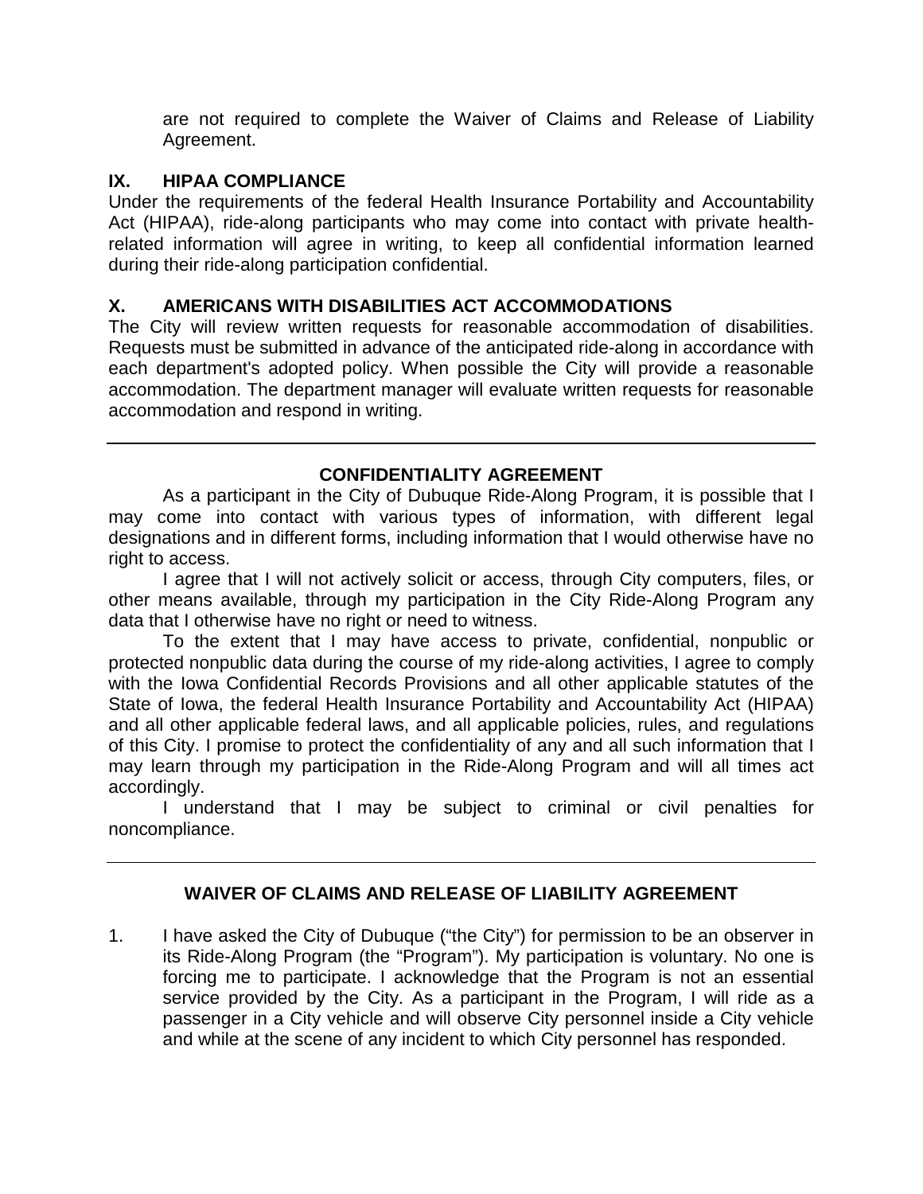are not required to complete the Waiver of Claims and Release of Liability Agreement.

## IX. HIPAA COMPLIANCE

Under the requirements of the federal Health Insurance Portability and Accountability Act (HIPAA), ride-along participants who may come into contact with private health-related information will agree in writing, to keep all confidential information learned during their ride-along participation confidential.

## X. AMERICANS WITH DISABILITIES ACT ACCOMMODATIONS

The City will review written requests for reasonable accommodation of disabilities. Requests must be submitted in advance of the anticipated ride-along in accordance with each department's adopted policy. When possible the City will provide a reasonable accommodation. The department manager will evaluate written requests for reasonable accommodation and respond in writing.

---

## CONFIDENTIALITY AGREEMENT

As a participant in the City of Dubuque Ride-Along Program, it is possible that I may come into contact with various types of information, with different legal designations and in different forms, including information that I would otherwise have no right to access.

I agree that I will not actively solicit or access, through City computers, files, or other means available, through my participation in the City Ride-Along Program any data that I otherwise have no right or need to witness.

To the extent that I may have access to private, confidential, nonpublic or protected nonpublic data during the course of my ride-along activities, I agree to comply with the Iowa Confidential Records Provisions and all other applicable statutes of the State of Iowa, the federal Health Insurance Portability and Accountability Act (HIPAA) and all other applicable federal laws, and all applicable policies, rules, and regulations of this City. I promise to protect the confidentiality of any and all such information that I may learn through my participation in the Ride-Along Program and will all times act accordingly.

I understand that I may be subject to criminal or civil penalties for noncompliance.

---

## WAIVER OF CLAIMS AND RELEASE OF LIABILITY AGREEMENT

1. I have asked the City of Dubuque ("the City") for permission to be an observer in its Ride-Along Program (the "Program"). My participation is voluntary. No one is forcing me to participate. I acknowledge that the Program is not an essential service provided by the City. As a participant in the Program, I will ride as a passenger in a City vehicle and will observe City personnel inside a City vehicle and while at the scene of any incident to which City personnel has responded.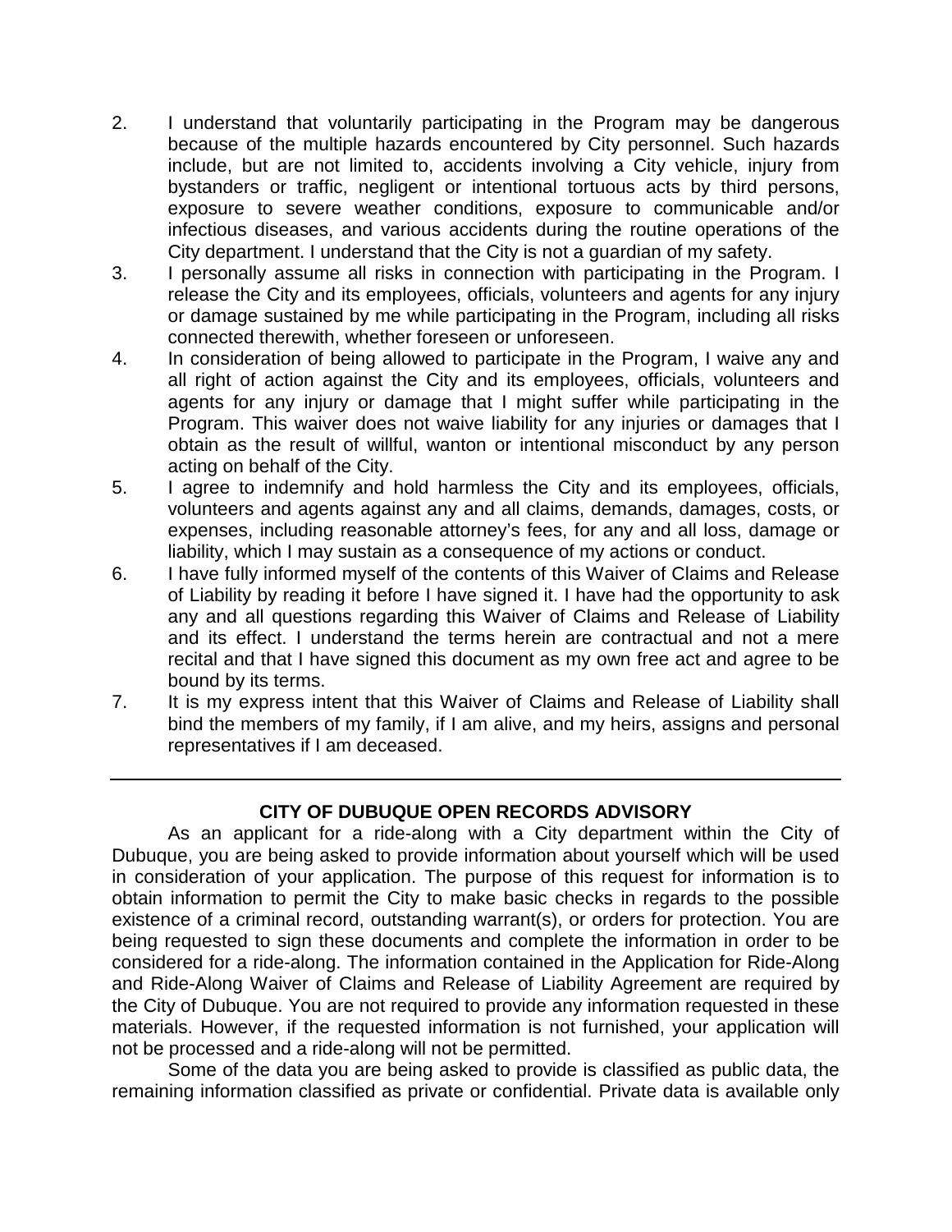2. I understand that voluntarily participating in the Program may be dangerous because of the multiple hazards encountered by City personnel. Such hazards include, but are not limited to, accidents involving a City vehicle, injury from bystanders or traffic, negligent or intentional tortuous acts by third persons, exposure to severe weather conditions, exposure to communicable and/or infectious diseases, and various accidents during the routine operations of the City department. I understand that the City is not a guardian of my safety.
3. I personally assume all risks in connection with participating in the Program. I release the City and its employees, officials, volunteers and agents for any injury or damage sustained by me while participating in the Program, including all risks connected therewith, whether foreseen or unforeseen.
4. In consideration of being allowed to participate in the Program, I waive any and all right of action against the City and its employees, officials, volunteers and agents for any injury or damage that I might suffer while participating in the Program. This waiver does not waive liability for any injuries or damages that I obtain as the result of willful, wanton or intentional misconduct by any person acting on behalf of the City.
5. I agree to indemnify and hold harmless the City and its employees, officials, volunteers and agents against any and all claims, demands, damages, costs, or expenses, including reasonable attorney's fees, for any and all loss, damage or liability, which I may sustain as a consequence of my actions or conduct.
6. I have fully informed myself of the contents of this Waiver of Claims and Release of Liability by reading it before I have signed it. I have had the opportunity to ask any and all questions regarding this Waiver of Claims and Release of Liability and its effect. I understand the terms herein are contractual and not a mere recital and that I have signed this document as my own free act and agree to be bound by its terms.
7. It is my express intent that this Waiver of Claims and Release of Liability shall bind the members of my family, if I am alive, and my heirs, assigns and personal representatives if I am deceased.

---

## CITY OF DUBUQUE OPEN RECORDS ADVISORY

As an applicant for a ride-along with a City department within the City of Dubuque, you are being asked to provide information about yourself which will be used in consideration of your application. The purpose of this request for information is to obtain information to permit the City to make basic checks in regards to the possible existence of a criminal record, outstanding warrant(s), or orders for protection. You are being requested to sign these documents and complete the information in order to be considered for a ride-along. The information contained in the Application for Ride-Along and Ride-Along Waiver of Claims and Release of Liability Agreement are required by the City of Dubuque. You are not required to provide any information requested in these materials. However, if the requested information is not furnished, your application will not be processed and a ride-along will not be permitted.

Some of the data you are being asked to provide is classified as public data, the remaining information classified as private or confidential. Private data is available only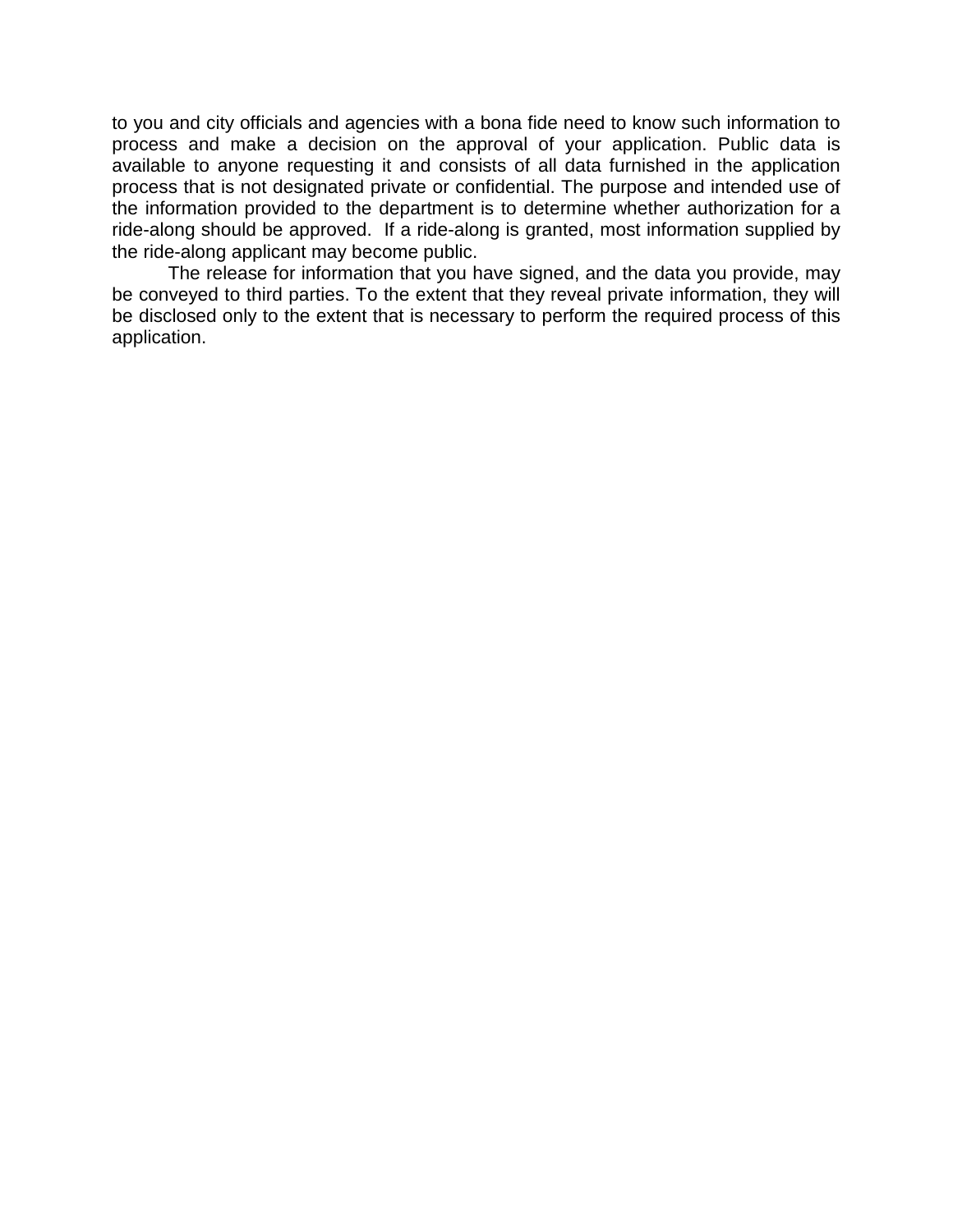to you and city officials and agencies with a bona fide need to know such information to process and make a decision on the approval of your application. Public data is available to anyone requesting it and consists of all data furnished in the application process that is not designated private or confidential. The purpose and intended use of the information provided to the department is to determine whether authorization for a ride-along should be approved. If a ride-along is granted, most information supplied by the ride-along applicant may become public.

The release for information that you have signed, and the data you provide, may be conveyed to third parties. To the extent that they reveal private information, they will be disclosed only to the extent that is necessary to perform the required process of this application.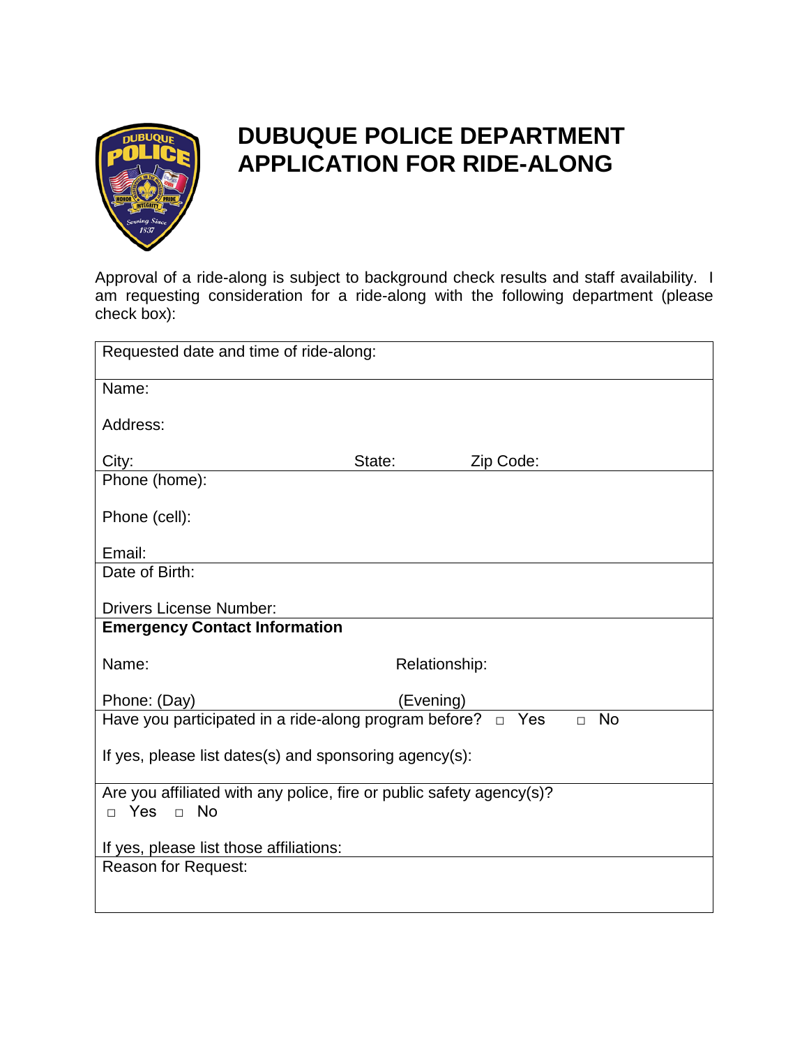# DUBUQUE POLICE DEPARTMENT APPLICATION FOR RIDE-ALONG

Approval of a ride-along is subject to background check results and staff availability. I am requesting consideration for a ride-along with the following department (please check box):

| Requested date and time of ride-along: |
|---|
| Name:<br><br>Address:<br><br>City: State: Zip Code: |
| Phone (home):<br><br>Phone (cell):<br><br>Email: |
| Date of Birth:<br><br>Drivers License Number: |
| **Emergency Contact Information**<br><br>Name: Relationship:<br><br>Phone: (Day) (Evening) |
| Have you participated in a ride-along program before? □ Yes □ No<br><br>If yes, please list dates(s) and sponsoring agency(s): |
| Are you affiliated with any police, fire or public safety agency(s)?<br>□ Yes □ No<br><br>If yes, please list those affiliations: |
| Reason for Request: |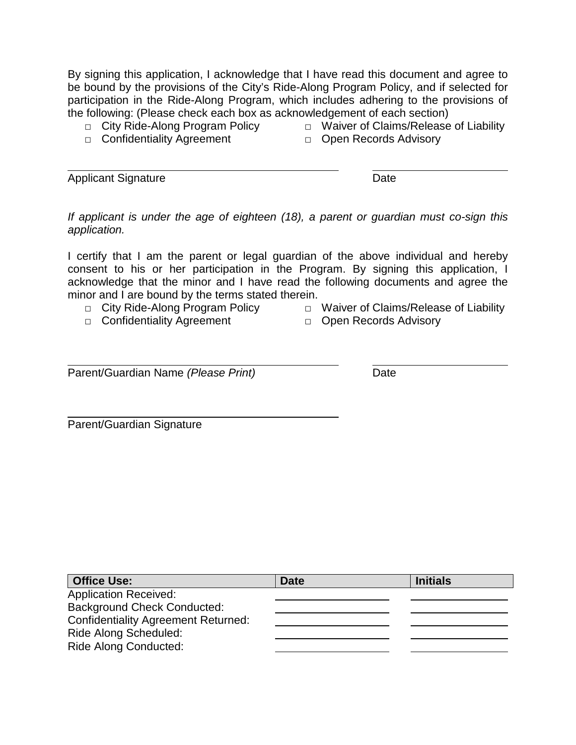By signing this application, I acknowledge that I have read this document and agree to be bound by the provisions of the City's Ride-Along Program Policy, and if selected for participation in the Ride-Along Program, which includes adhering to the provisions of the following: (Please check each box as acknowledgement of each section)

- □ City Ride-Along Program Policy
- □ Waiver of Claims/Release of Liability
- □ Confidentiality Agreement
- □ Open Records Advisory

\_\_\_\_\_\_\_\_\_\_\_\_\_\_\_\_\_\_\_\_\_\_\_\_\_\_\_\_\_\_\_\_\_\_\_\_\_\_\_\_ \_\_\_\_\_\_\_\_\_\_\_\_\_\_\_\_\_\_\_\_

Applicant Signature Date

*If applicant is under the age of eighteen (18), a parent or guardian must co-sign this application.*

I certify that I am the parent or legal guardian of the above individual and hereby consent to his or her participation in the Program. By signing this application, I acknowledge that the minor and I have read the following documents and agree the minor and I are bound by the terms stated therein.

- □ City Ride-Along Program Policy
- □ Waiver of Claims/Release of Liability
- □ Confidentiality Agreement
- □ Open Records Advisory

\_\_\_\_\_\_\_\_\_\_\_\_\_\_\_\_\_\_\_\_\_\_\_\_\_\_\_\_\_\_\_\_\_\_\_\_\_\_\_\_ \_\_\_\_\_\_\_\_\_\_\_\_\_\_\_\_\_\_\_\_

Parent/Guardian Name *(Please Print)* Date

\_\_\_\_\_\_\_\_\_\_\_\_\_\_\_\_\_\_\_\_\_\_\_\_\_\_\_\_\_\_\_\_\_\_\_\_\_\_\_\_

Parent/Guardian Signature

| **Office Use:** | **Date** | **Initials** |
|---|---|---|
| Application Received: | | |
| Background Check Conducted: | | |
| Confidentiality Agreement Returned: | | |
| Ride Along Scheduled: | | |
| Ride Along Conducted: | | |